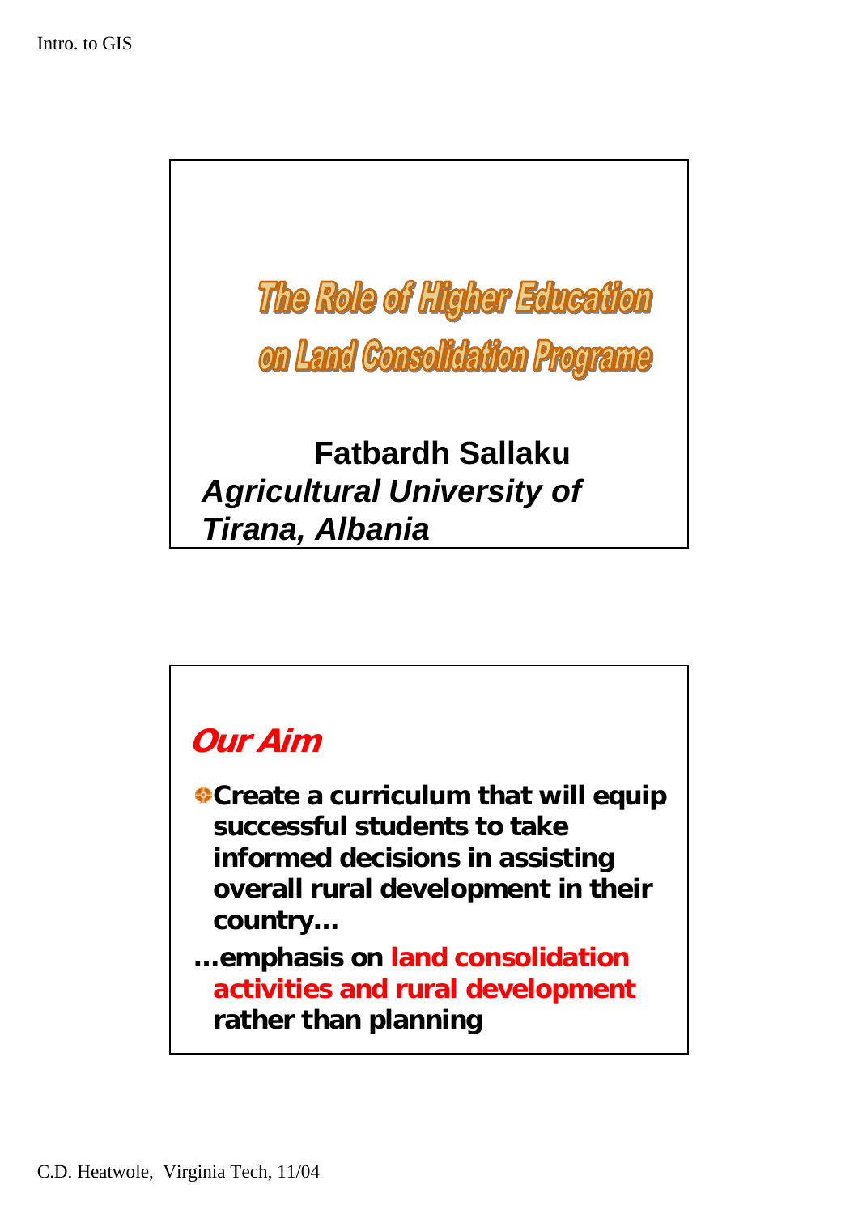# The Role of Higher Education on Land Consolidation Programe

**Fatbardh Sallaku**

***Agricultural University of Tirana, Albania***

## *Our Aim*

- **Create a curriculum that will equip successful students to take informed decisions in assisting overall rural development in their country…**

**…emphasis on land consolidation activities and rural development rather than planning**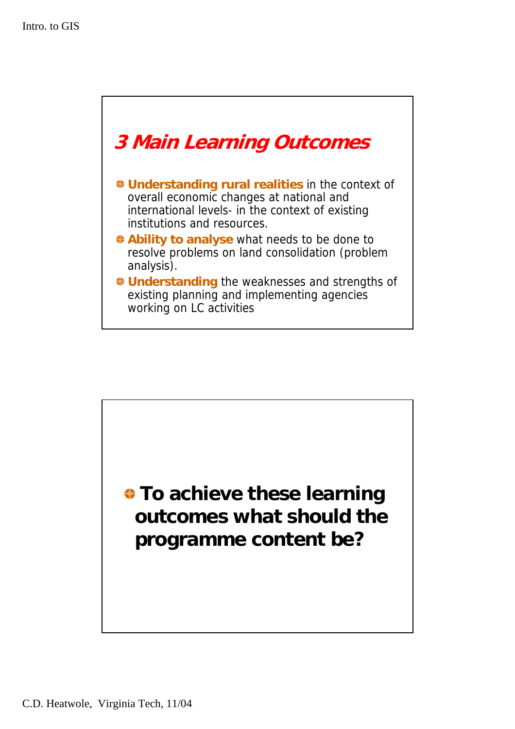## 3 Main Learning Outcomes

- **Understanding rural realities** in the context of overall economic changes at national and international levels- in the context of existing institutions and resources.
- **Ability to analyse** what needs to be done to resolve problems on land consolidation (problem analysis).
- **Understanding** the weaknesses and strengths of existing planning and implementing agencies working on LC activities

- **To achieve these learning outcomes what should the programme content be?**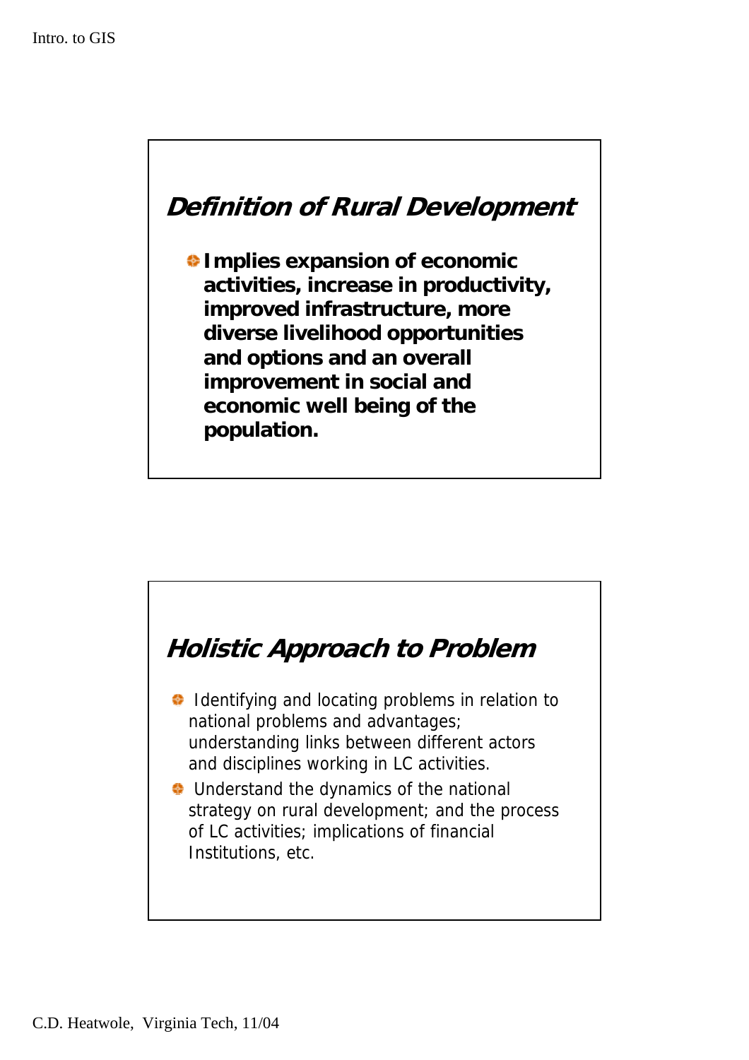## Definition of Rural Development

- **Implies expansion of economic activities, increase in productivity, improved infrastructure, more diverse livelihood opportunities and options and an overall improvement in social and economic well being of the population.**

## Holistic Approach to Problem

- Identifying and locating problems in relation to national problems and advantages; understanding links between different actors and disciplines working in LC activities.
- Understand the dynamics of the national strategy on rural development; and the process of LC activities; implications of financial Institutions, etc.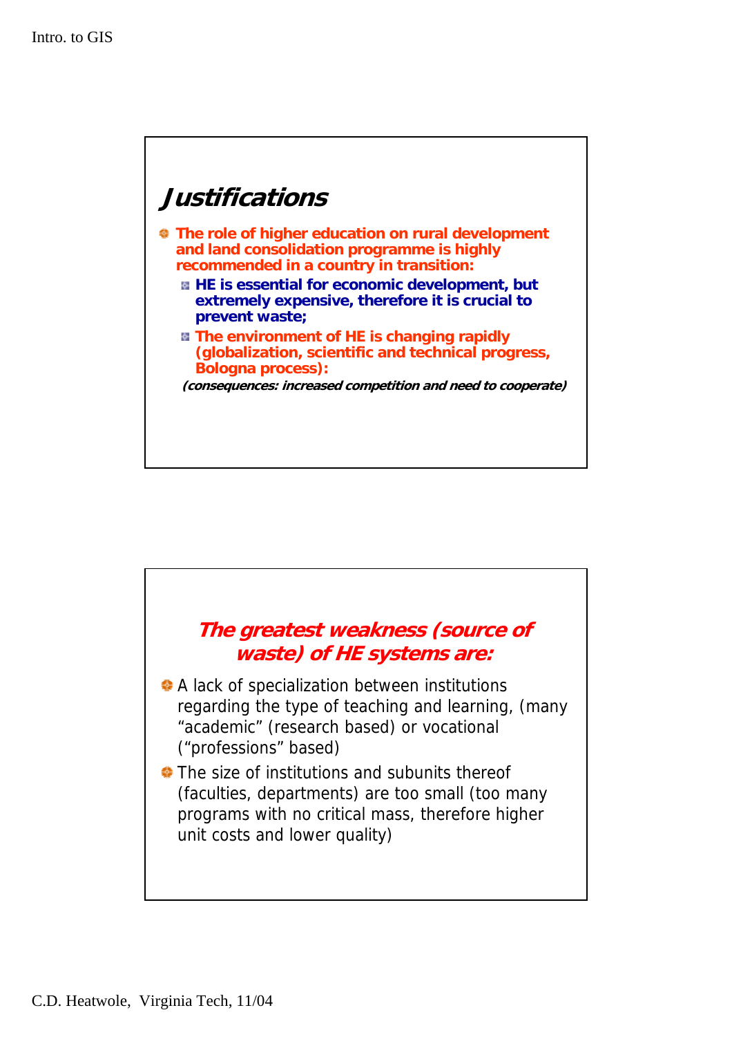## Justifications

- **The role of higher education on rural development and land consolidation programme is highly recommended in a country in transition:**
  - **HE is essential for economic development, but extremely expensive, therefore it is crucial to prevent waste;**
  - **The environment of HE is changing rapidly (globalization, scientific and technical progress, Bologna process):**

  ***(consequences: increased competition and need to cooperate)***

## *The greatest weakness (source of waste) of HE systems are:*

- A lack of specialization between institutions regarding the type of teaching and learning, (many "academic" (research based) or vocational ("professions" based)
- The size of institutions and subunits thereof (faculties, departments) are too small (too many programs with no critical mass, therefore higher unit costs and lower quality)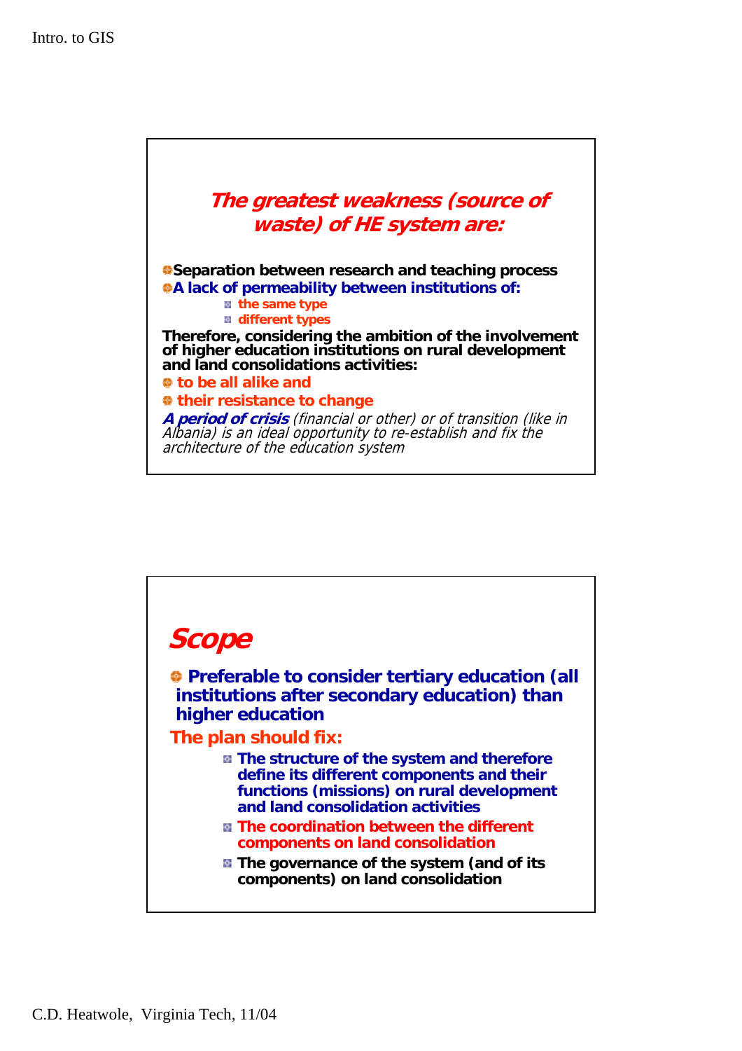## *The greatest weakness (source of waste) of HE system are:*

- **Separation between research and teaching process**
- **A lack of permeability between institutions of:**
  - **the same type**
  - **different types**

**Therefore, considering the ambition of the involvement of higher education institutions on rural development and land consolidations activities:**

- **to be all alike and**
- **their resistance to change**

***A period of crisis*** *(financial or other) or of transition (like in Albania) is an ideal opportunity to re-establish and fix the architecture of the education system*

## *Scope*

- **Preferable to consider tertiary education (all institutions after secondary education) than higher education**

**The plan should fix:**

- **The structure of the system and therefore define its different components and their functions (missions) on rural development and land consolidation activities**
- **The coordination between the different components on land consolidation**
- **The governance of the system (and of its components) on land consolidation**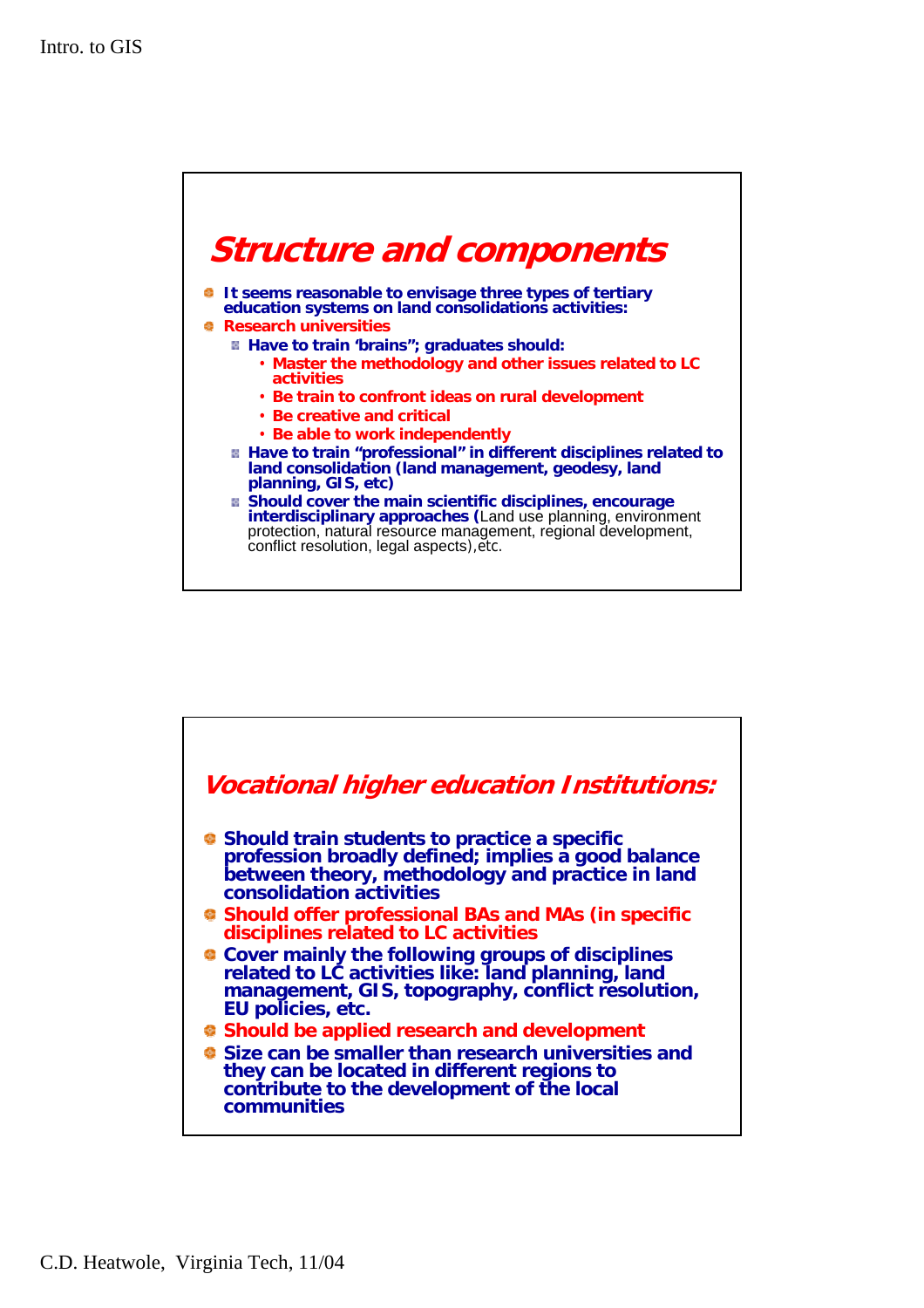## Structure and components

- It seems reasonable to envisage three types of tertiary education systems on land consolidations activities:
- Research universities
  - Have to train 'brains"; graduates should:
    - Master the methodology and other issues related to LC activities
    - Be train to confront ideas on rural development
    - Be creative and critical
    - Be able to work independently
  - Have to train "professional" in different disciplines related to land consolidation (land management, geodesy, land planning, GIS, etc)
  - Should cover the main scientific disciplines, encourage interdisciplinary approaches (Land use planning, environment protection, natural resource management, regional development, conflict resolution, legal aspects),etc.

## Vocational higher education Institutions:

- Should train students to practice a specific profession broadly defined; implies a good balance between theory, methodology and practice in land consolidation activities
- Should offer professional BAs and MAs (in specific disciplines related to LC activities
- Cover mainly the following groups of disciplines related to LC activities like: land planning, land management, GIS, topography, conflict resolution, EU policies, etc.
- Should be applied research and development
- Size can be smaller than research universities and they can be located in different regions to contribute to the development of the local communities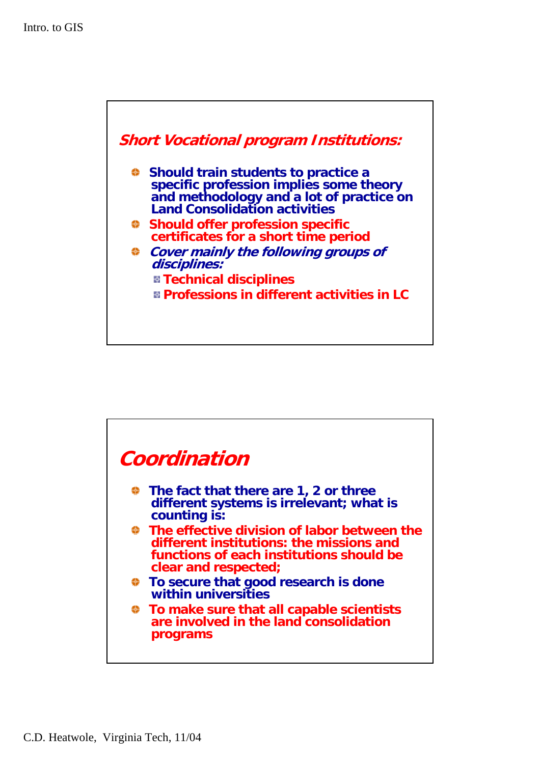## *Short Vocational program Institutions:*

- **Should train students to practice a specific profession implies some theory and methodology and a lot of practice on Land Consolidation activities**
- **Should offer profession specific certificates for a short time period**
- ***Cover mainly the following groups of disciplines:***
  - **Technical disciplines**
  - **Professions in different activities in LC**

## *Coordination*

- **The fact that there are 1, 2 or three different systems is irrelevant; what is counting is:**
- **The effective division of labor between the different institutions: the missions and functions of each institutions should be clear and respected;**
- **To secure that good research is done within universities**
- **To make sure that all capable scientists are involved in the land consolidation programs**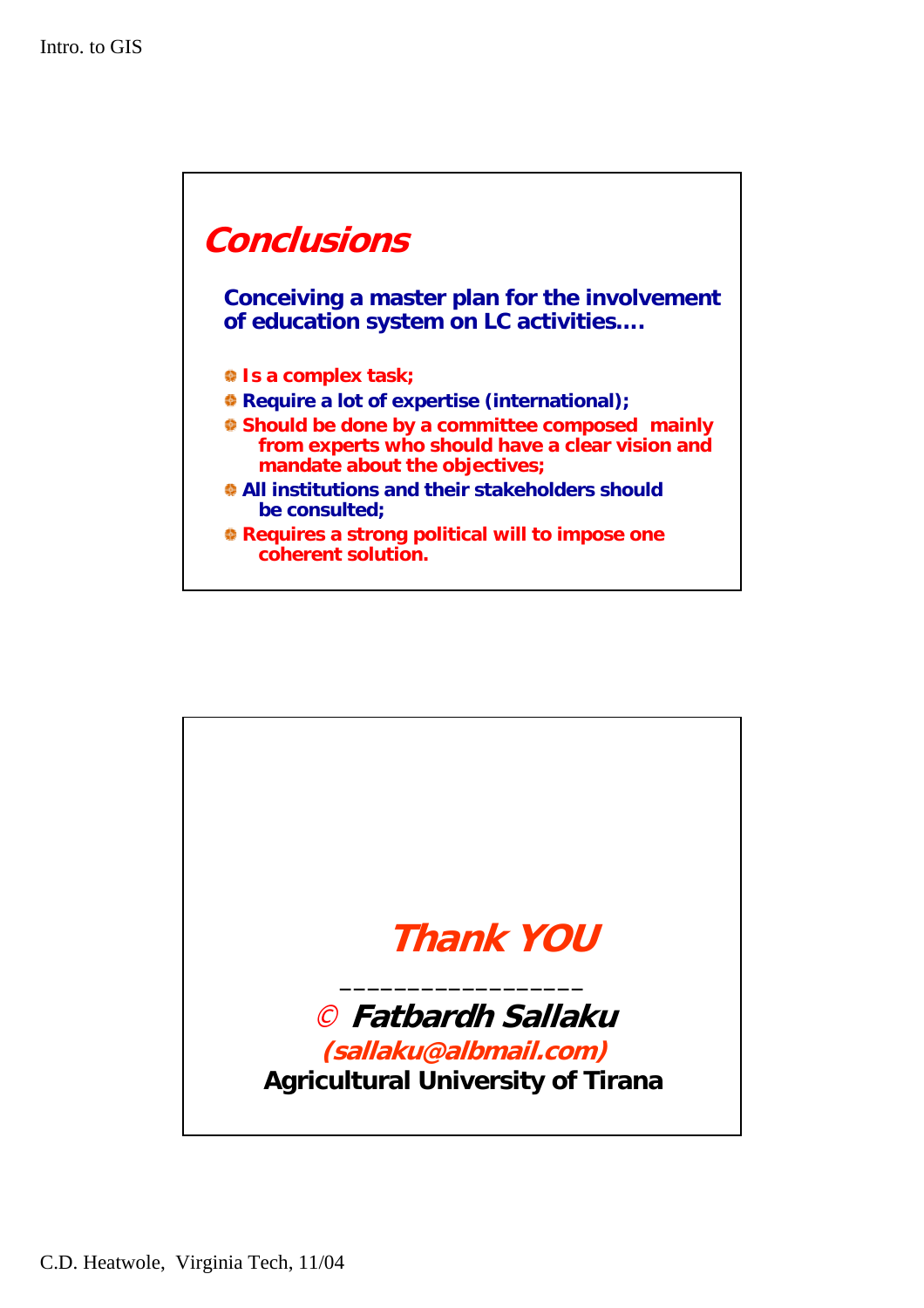## Conclusions

**Conceiving a master plan for the involvement of education system on LC activities….**

- **Is a complex task;**
- **Require a lot of expertise (international);**
- **Should be done by a committee composed mainly from experts who should have a clear vision and mandate about the objectives;**
- **All institutions and their stakeholders should be consulted;**
- **Requires a strong political will to impose one coherent solution.**

## *Thank YOU*

_________________

***© Fatbardh Sallaku***

***(sallaku@albmail.com)***

**Agricultural University of Tirana**